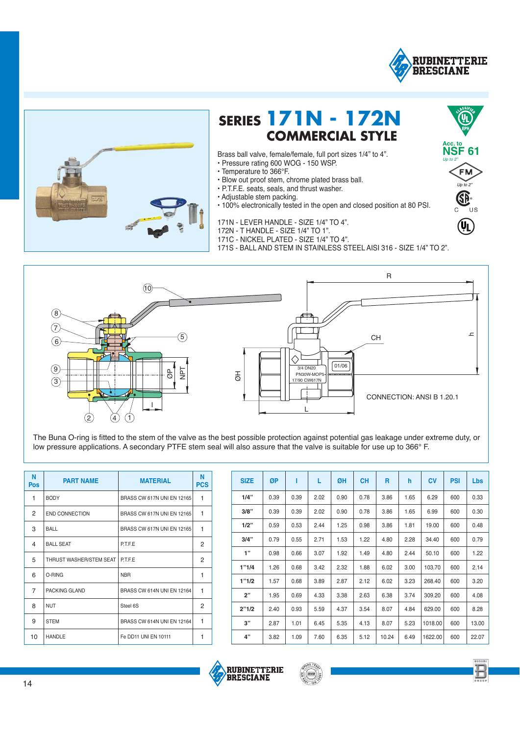# SERIES 171N - 172N

## COMMERCIAL STYLE

Brass ball valve, female/female, full port sizes 1/4" to 4".

- Pressure rating 600 WOG - 150 WSP.
- Temperature to 366°F.
- Blow out proof stem, chrome plated brass ball.
- P.T.F.E. seats, seals, and thrust washer.
- Adjustable stem packing.
- 100% electronically tested in the open and closed position at 80 PSI.

171N - LEVER HANDLE - SIZE 1/4" TO 4".
172N - T HANDLE - SIZE 1/4" TO 1".
171C - NICKEL PLATED - SIZE 1/4" TO 4".
171S - BALL AND STEM IN STAINLESS STEEL AISI 316 - SIZE 1/4" TO 2".

Acc. to NSF 61 Up to 2"

FM Up to 2"

CONNECTION: ANSI B 1.20.1

The Buna O-ring is fitted to the stem of the valve as the best possible protection against gas leakage under extreme duty, or low pressure applications. A secondary PTFE stem seal will also assure that the valve is suitable for use up to 366° F.

| N Pos | PART NAME | MATERIAL | N PCS |
|---|---|---|---|
| 1 | BODY | BRASS CW 617N UNI EN 12165 | 1 |
| 2 | END CONNECTION | BRASS CW 617N UNI EN 12165 | 1 |
| 3 | BALL | BRASS CW 617N UNI EN 12165 | 1 |
| 4 | BALL SEAT | P.T.F.E | 2 |
| 5 | THRUST WASHER/STEM SEAT | P.T.F.E | 2 |
| 6 | O-RING | NBR | 1 |
| 7 | PACKING GLAND | BRASS CW 614N UNI EN 12164 | 1 |
| 8 | NUT | Steel 6S | 2 |
| 9 | STEM | BRASS CW 614N UNI EN 12164 | 1 |
| 10 | HANDLE | Fe DD11 UNI EN 10111 | 1 |

| SIZE | ØP | l | L | ØH | CH | R | h | CV | PSI | Lbs |
|---|---|---|---|---|---|---|---|---|---|---|
| 1/4" | 0.39 | 0.39 | 2.02 | 0.90 | 0.78 | 3.86 | 1.65 | 6.29 | 600 | 0.33 |
| 3/8" | 0.39 | 0.39 | 2.02 | 0.90 | 0.78 | 3.86 | 1.65 | 6.99 | 600 | 0.30 |
| 1/2" | 0.59 | 0.53 | 2.44 | 1.25 | 0.98 | 3.86 | 1.81 | 19.00 | 600 | 0.48 |
| 3/4" | 0.79 | 0.55 | 2.71 | 1.53 | 1.22 | 4.80 | 2.28 | 34.40 | 600 | 0.79 |
| 1" | 0.98 | 0.66 | 3.07 | 1.92 | 1.49 | 4.80 | 2.44 | 50.10 | 600 | 1.22 |
| 1"1/4 | 1.26 | 0.68 | 3.42 | 2.32 | 1.88 | 6.02 | 3.00 | 103.70 | 600 | 2.14 |
| 1"1/2 | 1.57 | 0.68 | 3.89 | 2.87 | 2.12 | 6.02 | 3.23 | 268.40 | 600 | 3.20 |
| 2" | 1.95 | 0.69 | 4.33 | 3.38 | 2.63 | 6.38 | 3.74 | 309.20 | 600 | 4.08 |
| 2"1/2 | 2.40 | 0.93 | 5.59 | 4.37 | 3.54 | 8.07 | 4.84 | 629.00 | 600 | 8.28 |
| 3" | 2.87 | 1.01 | 6.45 | 5.35 | 4.13 | 8.07 | 5.23 | 1018.00 | 600 | 13.00 |
| 4" | 3.82 | 1.09 | 7.60 | 6.35 | 5.12 | 10.24 | 6.49 | 1622.00 | 600 | 22.07 |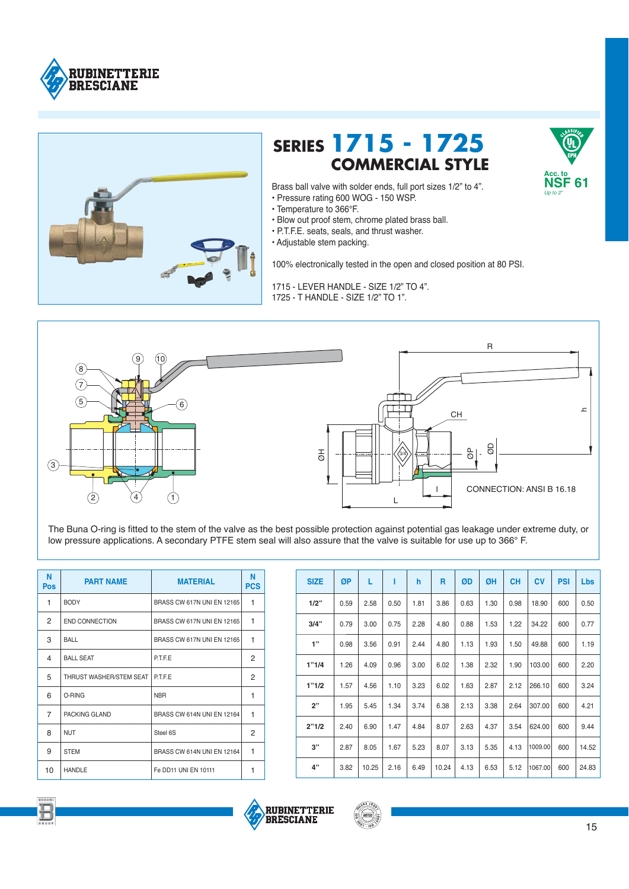# SERIES 1715 - 1725
## COMMERCIAL STYLE

Acc. to **NSF 61**
*Up to 2"*

Brass ball valve with solder ends, full port sizes 1/2" to 4".
- Pressure rating 600 WOG - 150 WSP.
- Temperature to 366°F.
- Blow out proof stem, chrome plated brass ball.
- P.T.F.E. seats, seals, and thrust washer.
- Adjustable stem packing.

100% electronically tested in the open and closed position at 80 PSI.

1715 - LEVER HANDLE - SIZE 1/2" TO 4".
1725 - T HANDLE - SIZE 1/2" TO 1".

CONNECTION: ANSI B 16.18

The Buna O-ring is fitted to the stem of the valve as the best protection against potential gas leakage under extreme duty, or low pressure applications. A secondary PTFE stem seal will also assure that the valve is suitable for use up to 366° F.

| N Pos | PART NAME | MATERIAL | N PCS |
|---|---|---|---|
| 1 | BODY | BRASS CW 617N UNI EN 12165 | 1 |
| 2 | END CONNECTION | BRASS CW 617N UNI EN 12165 | 1 |
| 3 | BALL | BRASS CW 617N UNI EN 12165 | 1 |
| 4 | BALL SEAT | P.T.F.E | 2 |
| 5 | THRUST WASHER/STEM SEAT | P.T.F.E | 2 |
| 6 | O-RING | NBR | 1 |
| 7 | PACKING GLAND | BRASS CW 614N UNI EN 12164 | 1 |
| 8 | NUT | Steel 6S | 2 |
| 9 | STEM | BRASS CW 614N UNI EN 12164 | 1 |
| 10 | HANDLE | Fe DD11 UNI EN 10111 | 1 |

| SIZE | ØP | L | I | h | R | ØD | ØH | CH | CV | PSI | Lbs |
|---|---|---|---|---|---|---|---|---|---|---|---|
| 1/2" | 0.59 | 2.58 | 0.50 | 1.81 | 3.86 | 0.63 | 1.30 | 0.98 | 18.90 | 600 | 0.50 |
| 3/4" | 0.79 | 3.00 | 0.75 | 2.28 | 4.80 | 0.88 | 1.53 | 1.22 | 34.22 | 600 | 0.77 |
| 1" | 0.98 | 3.56 | 0.91 | 2.44 | 4.80 | 1.13 | 1.93 | 1.50 | 49.88 | 600 | 1.19 |
| 1"1/4 | 1.26 | 4.09 | 0.96 | 3.00 | 6.02 | 1.38 | 2.32 | 1.90 | 103.00 | 600 | 2.20 |
| 1"1/2 | 1.57 | 4.56 | 1.10 | 3.23 | 6.02 | 1.63 | 2.87 | 2.12 | 266.10 | 600 | 3.24 |
| 2" | 1.95 | 5.45 | 1.34 | 3.74 | 6.38 | 2.13 | 3.38 | 2.64 | 307.00 | 600 | 4.21 |
| 2"1/2 | 2.40 | 6.90 | 1.47 | 4.84 | 8.07 | 2.63 | 4.37 | 3.54 | 624.00 | 600 | 9.44 |
| 3" | 2.87 | 8.05 | 1.67 | 5.23 | 8.07 | 3.13 | 5.35 | 4.13 | 1009.00 | 600 | 14.52 |
| 4" | 3.82 | 10.25 | 2.16 | 6.49 | 10.24 | 4.13 | 6.53 | 5.12 | 1067.00 | 600 | 24.83 |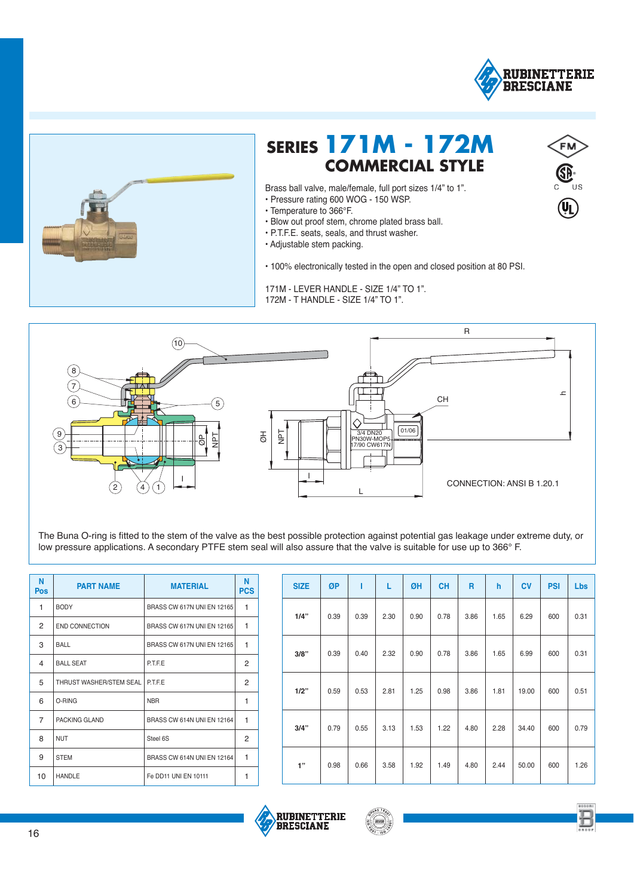# SERIES 171M - 172M
## COMMERCIAL STYLE

Brass ball valve, male/female, full port sizes 1/4" to 1".
- Pressure rating 600 WOG - 150 WSP.
- Temperature to 366°F.
- Blow out proof stem, chrome plated brass ball.
- P.T.F.E. seats, seals, and thrust washer.
- Adjustable stem packing.

- 100% electronically tested in the open and closed position at 80 PSI.

171M - LEVER HANDLE - SIZE 1/4" TO 1".
172M - T HANDLE - SIZE 1/4" TO 1".

CONNECTION: ANSI B 1.20.1

The Buna O-ring is fitted to the stem of the valve as the best possible protection against potential gas leakage under extreme duty, or low pressure applications. A secondary PTFE stem seal will also assure that the valve is suitable for use up to 366° F.

| N Pos | PART NAME | MATERIAL | N PCS |
|---|---|---|---|
| 1 | BODY | BRASS CW 617N UNI EN 12165 | 1 |
| 2 | END CONNECTION | BRASS CW 617N UNI EN 12165 | 1 |
| 3 | BALL | BRASS CW 617N UNI EN 12165 | 1 |
| 4 | BALL SEAT | P.T.F.E | 2 |
| 5 | THRUST WASHER/STEM SEAL | P.T.F.E | 2 |
| 6 | O-RING | NBR | 1 |
| 7 | PACKING GLAND | BRASS CW 614N UNI EN 12164 | 1 |
| 8 | NUT | Steel 6S | 2 |
| 9 | STEM | BRASS CW 614N UNI EN 12164 | 1 |
| 10 | HANDLE | Fe DD11 UNI EN 10111 | 1 |

| SIZE | ØP | I | L | ØH | CH | R | h | CV | PSI | Lbs |
|---|---|---|---|---|---|---|---|---|---|---|
| 1/4" | 0.39 | 0.39 | 2.30 | 0.90 | 0.78 | 3.86 | 1.65 | 6.29 | 600 | 0.31 |
| 3/8" | 0.39 | 0.40 | 2.32 | 0.90 | 0.78 | 3.86 | 1.65 | 6.99 | 600 | 0.31 |
| 1/2" | 0.59 | 0.53 | 2.81 | 1.25 | 0.98 | 3.86 | 1.81 | 19.00 | 600 | 0.51 |
| 3/4" | 0.79 | 0.55 | 3.13 | 1.53 | 1.22 | 4.80 | 2.28 | 34.40 | 600 | 0.79 |
| 1" | 0.98 | 0.66 | 3.58 | 1.92 | 1.49 | 4.80 | 2.44 | 50.00 | 600 | 1.26 |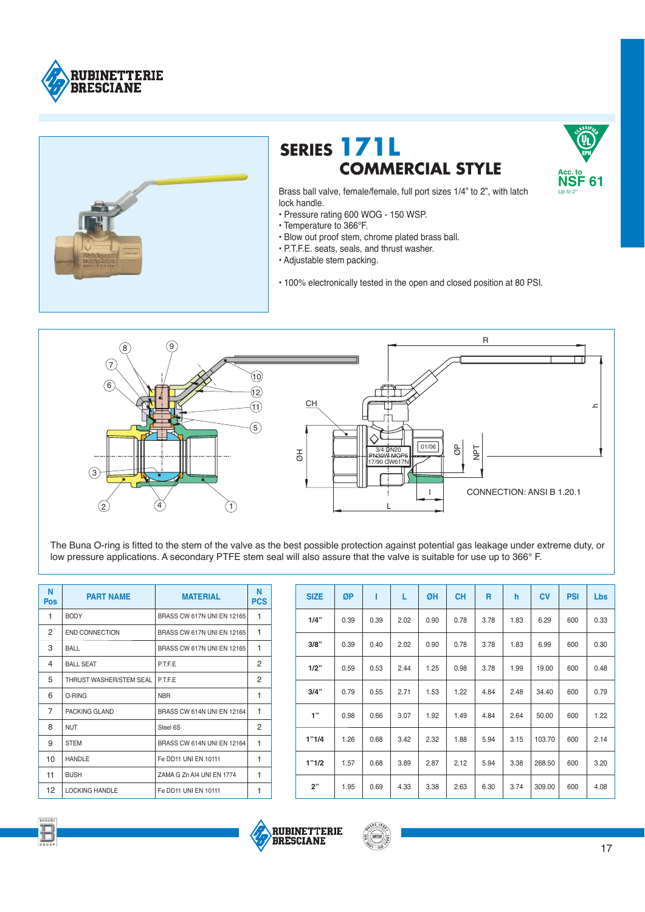RUBINETTERIE BRESCIANE

# SERIES 171L
## COMMERCIAL STYLE

Acc. to NSF 61
*Up to 2"*

Brass ball valve, female/female, full port sizes 1/4" to 2", with latch lock handle.

- Pressure rating 600 WOG - 150 WSP.
- Temperature to 366°F.
- Blow out proof stem, chrome plated brass ball.
- P.T.F.E. seats, seals, and thrust washer.
- Adjustable stem packing.

- 100% electronically tested in the open and closed position at 80 PSI.

R
h
CH
ØH
ØP
NPT
I
L
3/4 DN20
PN30W MOP5
17/90 CW617N
01/06

CONNECTION: ANSI B 1.20.1

The Buna O-ring is fitted to the stem of the valve as the best possible protection against potential gas leakage under extreme duty, or low pressure applications. A secondary PTFE stem seal will also assure that the valve is suitable for use up to 366° F.

| N Pos | PART NAME | MATERIAL | N PCS |
|---|---|---|---|
| 1 | BODY | BRASS CW 617N UNI EN 12165 | 1 |
| 2 | END CONNECTION | BRASS CW 617N UNI EN 12165 | 1 |
| 3 | BALL | BRASS CW 617N UNI EN 12165 | 1 |
| 4 | BALL SEAT | P.T.F.E | 2 |
| 5 | THRUST WASHER/STEM SEAL | P.T.F.E | 2 |
| 6 | O-RING | NBR | 1 |
| 7 | PACKING GLAND | BRASS CW 614N UNI EN 12164 | 1 |
| 8 | NUT | Steel 6S | 2 |
| 9 | STEM | BRASS CW 614N UNI EN 12164 | 1 |
| 10 | HANDLE | Fe DD11 UNI EN 10111 | 1 |
| 11 | BUSH | ZAMA G Zn Al4 UNI EN 1774 | 1 |
| 12 | LOCKING HANDLE | Fe DD11 UNI EN 10111 | 1 |

| SIZE | ØP | I | L | ØH | CH | R | h | CV | PSI | Lbs |
|---|---|---|---|---|---|---|---|---|---|---|
| 1/4" | 0.39 | 0.39 | 2.02 | 0.90 | 0.78 | 3.78 | 1.83 | 6.29 | 600 | 0.33 |
| 3/8" | 0.39 | 0.40 | 2.02 | 0.90 | 0.78 | 3.78 | 1.83 | 6.99 | 600 | 0.30 |
| 1/2" | 0.59 | 0.53 | 2.44 | 1.25 | 0.98 | 3.78 | 1.99 | 19.00 | 600 | 0.48 |
| 3/4" | 0.79 | 0.55 | 2.71 | 1.53 | 1.22 | 4.84 | 2.48 | 34.40 | 600 | 0.79 |
| 1" | 0.98 | 0.66 | 3.07 | 1.92 | 1.49 | 4.84 | 2.64 | 50.00 | 600 | 1.22 |
| 1"1/4 | 1.26 | 0.68 | 3.42 | 2.32 | 1.88 | 5.94 | 3.15 | 103.70 | 600 | 2.14 |
| 1"1/2 | 1.57 | 0.68 | 3.89 | 2.87 | 2.12 | 5.94 | 3.38 | 268.50 | 600 | 3.20 |
| 2" | 1.95 | 0.69 | 4.33 | 3.38 | 2.63 | 6.30 | 3.74 | 309.00 | 600 | 4.08 |